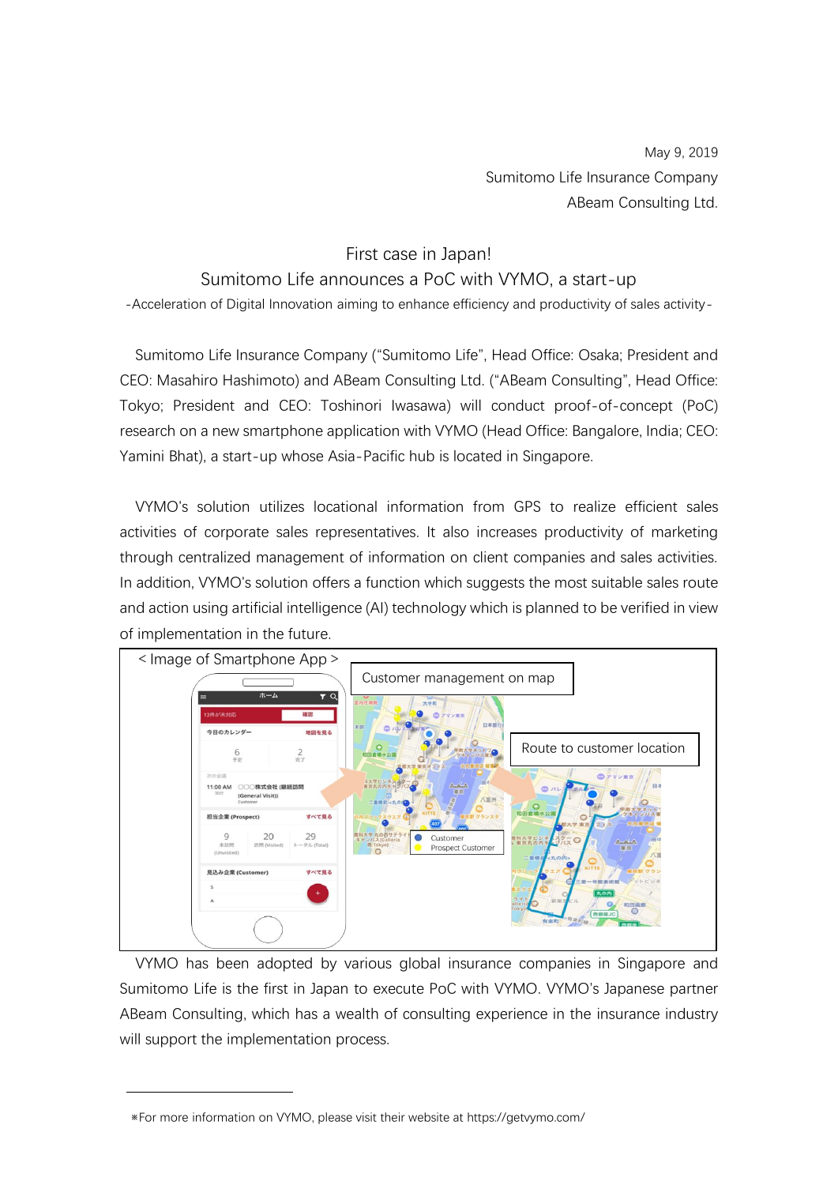May 9, 2019

Sumitomo Life Insurance Company

ABeam Consulting Ltd.

# First case in Japan!
# Sumitomo Life announces a PoC with VYMO, a start-up

-Acceleration of Digital Innovation aiming to enhance efficiency and productivity of sales activity-

Sumitomo Life Insurance Company ("Sumitomo Life", Head Office: Osaka; President and CEO: Masahiro Hashimoto) and ABeam Consulting Ltd. ("ABeam Consulting", Head Office: Tokyo; President and CEO: Toshinori Iwasawa) will conduct proof-of-concept (PoC) research on a new smartphone application with VYMO (Head Office: Bangalore, India; CEO: Yamini Bhat), a start-up whose Asia-Pacific hub is located in Singapore.

VYMO's solution utilizes locational information from GPS to realize efficient sales activities of corporate sales representatives. It also increases productivity of marketing through centralized management of information on client companies and sales activities. In addition, VYMO's solution offers a function which suggests the most suitable sales route and action using artificial intelligence (AI) technology which is planned to be verified in view of implementation in the future.

< Image of Smartphone App >

Customer management on map

Route to customer location

VYMO has been adopted by various global insurance companies in Singapore and Sumitomo Life is the first in Japan to execute PoC with VYMO. VYMO's Japanese partner ABeam Consulting, which has a wealth of consulting experience in the insurance industry will support the implementation process.

※For more information on VYMO, please visit their website at https://getvymo.com/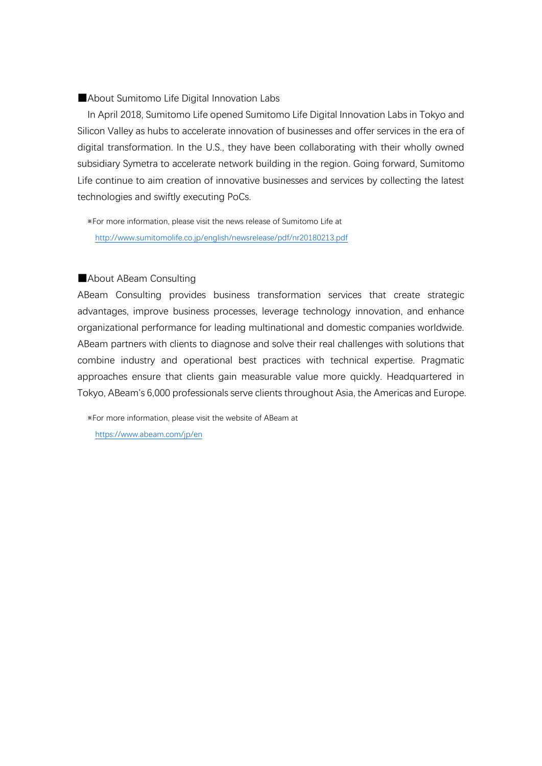■About Sumitomo Life Digital Innovation Labs

In April 2018, Sumitomo Life opened Sumitomo Life Digital Innovation Labs in Tokyo and Silicon Valley as hubs to accelerate innovation of businesses and offer services in the era of digital transformation. In the U.S., they have been collaborating with their wholly owned subsidiary Symetra to accelerate network building in the region. Going forward, Sumitomo Life continue to aim creation of innovative businesses and services by collecting the latest technologies and swiftly executing PoCs.

※For more information, please visit the news release of Sumitomo Life at
http://www.sumitomolife.co.jp/english/newsrelease/pdf/nr20180213.pdf

■About ABeam Consulting

ABeam Consulting provides business transformation services that create strategic advantages, improve business processes, leverage technology innovation, and enhance organizational performance for leading multinational and domestic companies worldwide. ABeam partners with clients to diagnose and solve their real challenges with solutions that combine industry and operational best practices with technical expertise. Pragmatic approaches ensure that clients gain measurable value more quickly. Headquartered in Tokyo, ABeam's 6,000 professionals serve clients throughout Asia, the Americas and Europe.

※For more information, please visit the website of ABeam at
https://www.abeam.com/jp/en